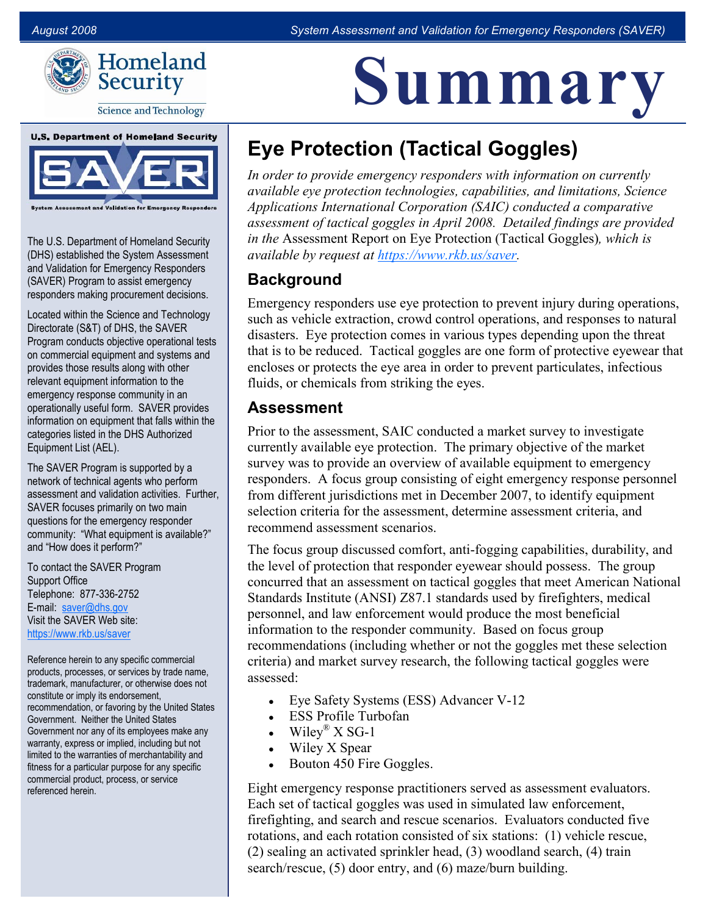# Summary

## Eye Protection (Tactical Goggles)

*In order to provide emergency responders with information on currently available eye protection technologies, capabilities, and limitations, Science Applications International Corporation (SAIC) conducted a comparative assessment of tactical goggles in April 2008. Detailed findings are provided in the* Assessment Report on Eye Protection (Tactical Goggles)*, which is available by request at https://www.rkb.us/saver.*

### Background

Emergency responders use eye protection to prevent injury during operations, such as vehicle extraction, crowd control operations, and responses to natural disasters. Eye protection comes in various types depending upon the threat that is to be reduced. Tactical goggles are one form of protective eyewear that encloses or protects the eye area in order to prevent particulates, infectious fluids, or chemicals from striking the eyes.

### Assessment

Prior to the assessment, SAIC conducted a market survey to investigate currently available eye protection. The primary objective of the market survey was to provide an overview of available equipment to emergency responders. A focus group consisting of eight emergency response personnel from different jurisdictions met in December 2007, to identify equipment selection criteria for the assessment, determine assessment criteria, and recommend assessment scenarios.

The focus group discussed comfort, anti-fogging capabilities, durability, and the level of protection that responder eyewear should possess. The group concurred that an assessment on tactical goggles that meet American National Standards Institute (ANSI) Z87.1 standards used by firefighters, medical personnel, and law enforcement would produce the most beneficial information to the responder community. Based on focus group recommendations (including whether or not the goggles met these selection criteria) and market survey research, the following tactical goggles were assessed:

- Eye Safety Systems (ESS) Advancer V-12
- ESS Profile Turbofan
- Wiley® X SG-1
- Wiley X Spear
- Bouton 450 Fire Goggles.

Eight emergency response practitioners served as assessment evaluators. Each set of tactical goggles was used in simulated law enforcement, firefighting, and search and rescue scenarios. Evaluators conducted five rotations, and each rotation consisted of six stations: (1) vehicle rescue, (2) sealing an activated sprinkler head, (3) woodland search, (4) train search/rescue, (5) door entry, and (6) maze/burn building.

---

**U.S. Department of Homeland Security SAVER – System Assessment and Validation for Emergency Responders**

The U.S. Department of Homeland Security (DHS) established the System Assessment and Validation for Emergency Responders (SAVER) Program to assist emergency responders making procurement decisions.

Located within the Science and Technology Directorate (S&T) of DHS, the SAVER Program conducts objective operational tests on commercial equipment and systems and provides those results along with other relevant equipment information to the emergency response community in an operationally useful form. SAVER provides information on equipment that falls within the categories listed in the DHS Authorized Equipment List (AEL).

The SAVER Program is supported by a network of technical agents who perform assessment and validation activities. Further, SAVER focuses primarily on two main questions for the emergency responder community: "What equipment is available?" and "How does it perform?"

To contact the SAVER Program Support Office
Telephone: 877-336-2752
E-mail: saver@dhs.gov
Visit the SAVER Web site: https://www.rkb.us/saver

Reference herein to any specific commercial products, processes, or services by trade name, trademark, manufacturer, or otherwise does not constitute or imply its endorsement, recommendation, or favoring by the United States Government. Neither the United States Government nor any of its employees make any warranty, express or implied, including but not limited to the warranties of merchantability and fitness for a particular purpose for any specific commercial product, process, or service referenced herein.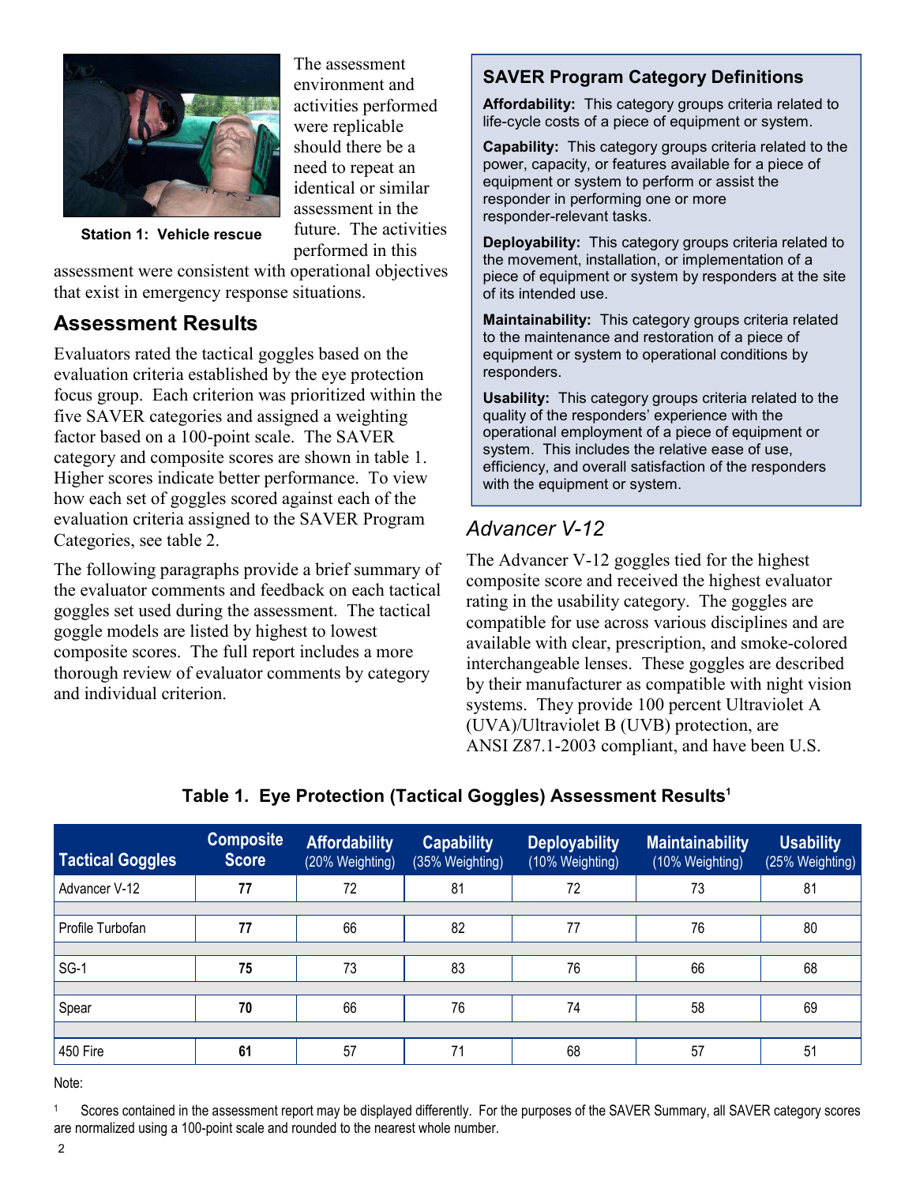Station 1: Vehicle rescue

The assessment environment and activities performed were replicable should there be a need to repeat an identical or similar assessment in the future. The activities performed in this assessment were consistent with operational objectives that exist in emergency response situations.

## Assessment Results

Evaluators rated the tactical goggles based on the evaluation criteria established by the eye protection focus group. Each criterion was prioritized within the five SAVER categories and assigned a weighting factor based on a 100-point scale. The SAVER category and composite scores are shown in table 1. Higher scores indicate better performance. To view how each set of goggles scored against each of the evaluation criteria assigned to the SAVER Program Categories, see table 2.

The following paragraphs provide a brief summary of the evaluator comments and feedback on each tactical goggles set used during the assessment. The tactical goggle models are listed by highest to lowest composite scores. The full report includes a more thorough review of evaluator comments by category and individual criterion.

### SAVER Program Category Definitions

**Affordability:** This category groups criteria related to life-cycle costs of a piece of equipment or system.

**Capability:** This category groups criteria related to the power, capacity, or features available for a piece of equipment or system to perform or assist the responder in performing one or more responder-relevant tasks.

**Deployability:** This category groups criteria related to the movement, installation, or implementation of a piece of equipment or system by responders at the site of its intended use.

**Maintainability:** This category groups criteria related to the maintenance and restoration of a piece of equipment or system to operational conditions by responders.

**Usability:** This category groups criteria related to the quality of the responders' experience with the operational employment of a piece of equipment or system. This includes the relative ease of use, efficiency, and overall satisfaction of the responders with the equipment or system.

### *Advancer V-12*

The Advancer V-12 goggles tied for the highest composite score and received the highest evaluator rating in the usability category. The goggles are compatible for use across various disciplines and are available with clear, prescription, and smoke-colored interchangeable lenses. These goggles are described by their manufacturer as compatible with night vision systems. They provide 100 percent Ultraviolet A (UVA)/Ultraviolet B (UVB) protection, are ANSI Z87.1-2003 compliant, and have been U.S.

**Table 1. Eye Protection (Tactical Goggles) Assessment Results[1]**

| Tactical Goggles | Composite Score | Affordability (20% Weighting) | Capability (35% Weighting) | Deployability (10% Weighting) | Maintainability (10% Weighting) | Usability (25% Weighting) |
|---|---|---|---|---|---|---|
| Advancer V-12 | **77** | 72 | 81 | 72 | 73 | 81 |
| Profile Turbofan | **77** | 66 | 82 | 77 | 76 | 80 |
| SG-1 | **75** | 73 | 83 | 76 | 66 | 68 |
| Spear | **70** | 66 | 76 | 74 | 58 | 69 |
| 450 Fire | **61** | 57 | 71 | 68 | 57 | 51 |

Note:

[1] Scores contained in the assessment report may be displayed differently. For the purposes of the SAVER Summary, all SAVER category scores are normalized using a 100-point scale and rounded to the nearest whole number.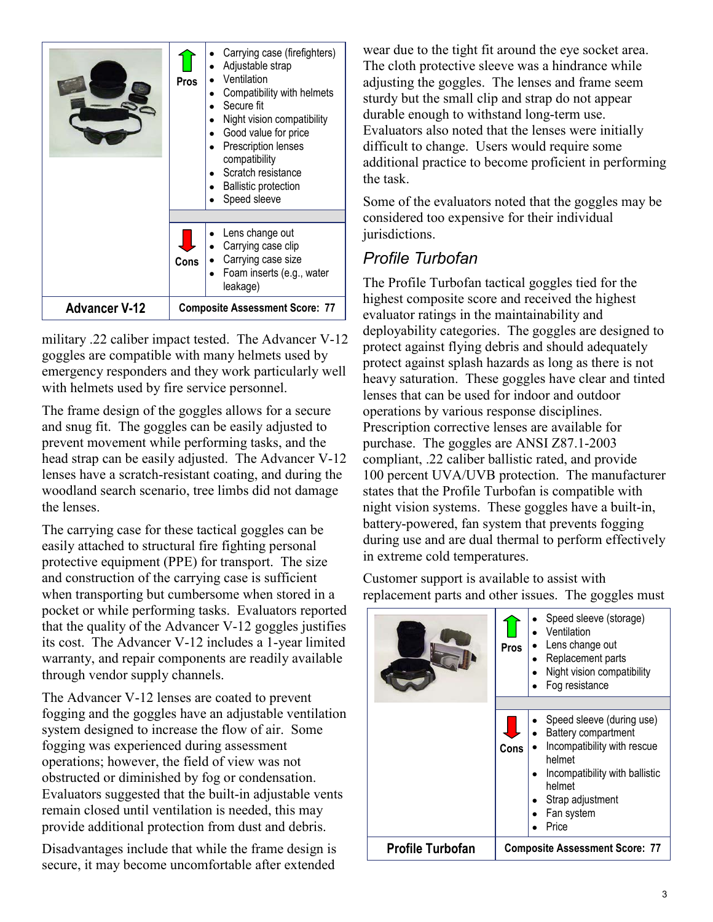| Advancer V-12 | | |
|---|---|---|
| | Pros | • Carrying case (firefighters)<br>• Adjustable strap<br>• Ventilation<br>• Compatibility with helmets<br>• Secure fit<br>• Night vision compatibility<br>• Good value for price<br>• Prescription lenses compatibility<br>• Scratch resistance<br>• Ballistic protection<br>• Speed sleeve |
| | Cons | • Lens change out<br>• Carrying case clip<br>• Carrying case size<br>• Foam inserts (e.g., water leakage) |
| **Advancer V-12** | **Composite Assessment Score: 77** | |

military .22 caliber impact tested. The Advancer V-12 goggles are compatible with many helmets used by emergency responders and they work particularly well with helmets used by fire service personnel.

The frame design of the goggles allows for a secure and snug fit. The goggles can be easily adjusted to prevent movement while performing tasks, and the head strap can be easily adjusted. The Advancer V-12 lenses have a scratch-resistant coating, and during the woodland search scenario, tree limbs did not damage the lenses.

The carrying case for these tactical goggles can be easily attached to structural fire fighting personal protective equipment (PPE) for transport. The size and construction of the carrying case is sufficient when transporting but cumbersome when stored in a pocket or while performing tasks. Evaluators reported that the quality of the Advancer V-12 goggles justifies its cost. The Advancer V-12 includes a 1-year limited warranty, and repair components are readily available through vendor supply channels.

The Advancer V-12 lenses are coated to prevent fogging and the goggles have an adjustable ventilation system designed to increase the flow of air. Some fogging was experienced during assessment operations; however, the field of view was not obstructed or diminished by fog or condensation. Evaluators suggested that the built-in adjustable vents remain closed until ventilation is needed, this may provide additional protection from dust and debris.

Disadvantages include that while the frame design is secure, it may become uncomfortable after extended wear due to the tight fit around the eye socket area. The cloth protective sleeve was a hindrance while adjusting the goggles. The lenses and frame seem sturdy but the small clip and strap do not appear durable enough to withstand long-term use. Evaluators also noted that the lenses were initially difficult to change. Users would require some additional practice to become proficient in performing the task.

Some of the evaluators noted that the goggles may be considered too expensive for their individual jurisdictions.

## *Profile Turbofan*

The Profile Turbofan tactical goggles tied for the highest composite score and received the highest evaluator ratings in the maintainability and deployability categories. The goggles are designed to protect against flying debris and should adequately protect against splash hazards as long as there is not heavy saturation. These goggles have clear and tinted lenses that can be used for indoor and outdoor operations by various response disciplines. Prescription corrective lenses are available for purchase. The goggles are ANSI Z87.1-2003 compliant, .22 caliber ballistic rated, and provide 100 percent UVA/UVB protection. The manufacturer states that the Profile Turbofan is compatible with night vision systems. These goggles have a built-in, battery-powered, fan system that prevents fogging during use and are dual thermal to perform effectively in extreme cold temperatures.

Customer support is available to assist with replacement parts and other issues. The goggles must

| Profile Turbofan | | |
|---|---|---|
| | Pros | • Speed sleeve (storage)<br>• Ventilation<br>• Lens change out<br>• Replacement parts<br>• Night vision compatibility<br>• Fog resistance |
| | Cons | • Speed sleeve (during use)<br>• Battery compartment<br>• Incompatibility with rescue helmet<br>• Incompatibility with ballistic helmet<br>• Strap adjustment<br>• Fan system<br>• Price |
| **Profile Turbofan** | **Composite Assessment Score: 77** | |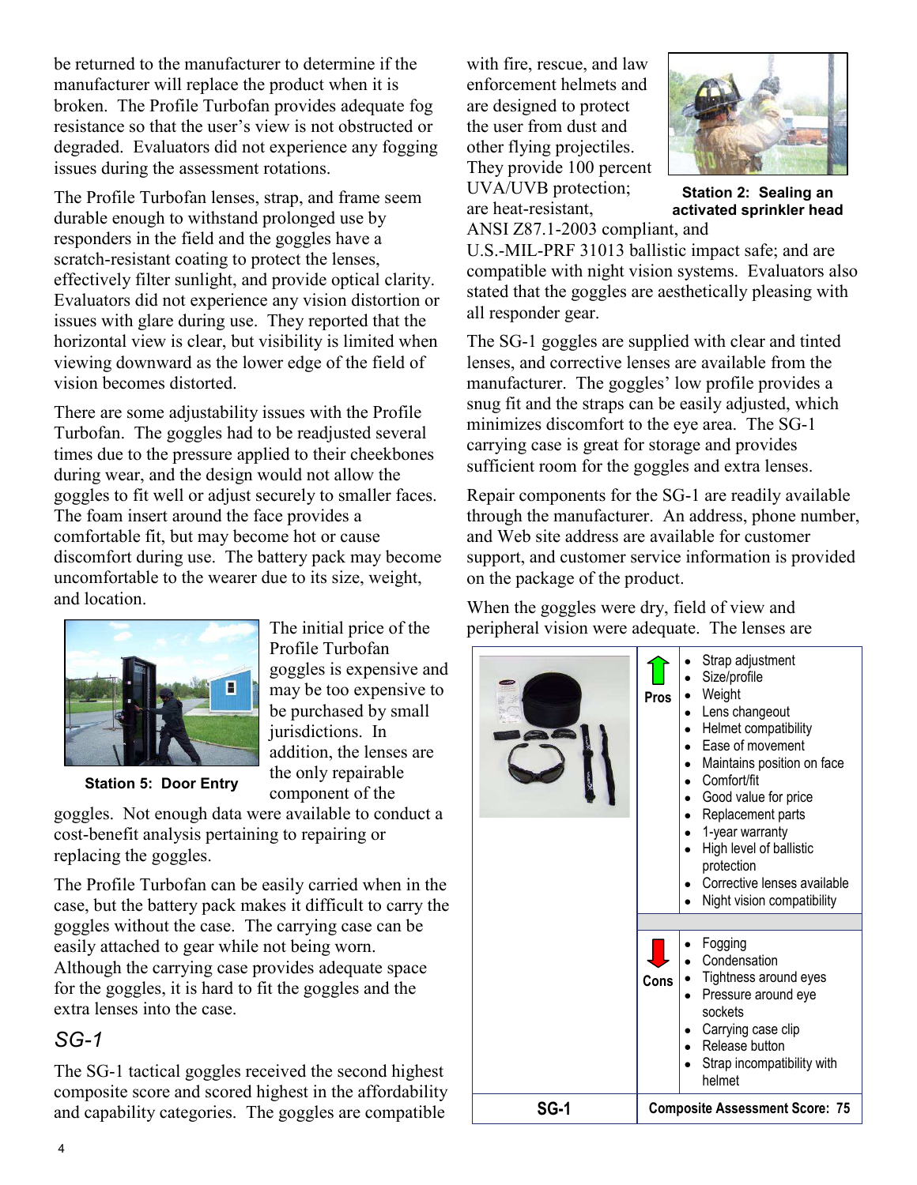be returned to the manufacturer to determine if the manufacturer will replace the product when it is broken. The Profile Turbofan provides adequate fog resistance so that the user's view is not obstructed or degraded. Evaluators did not experience any fogging issues during the assessment rotations.

The Profile Turbofan lenses, strap, and frame seem durable enough to withstand prolonged use by responders in the field and the goggles have a scratch-resistant coating to protect the lenses, effectively filter sunlight, and provide optical clarity. Evaluators did not experience any vision distortion or issues with glare during use. They reported that the horizontal view is clear, but visibility is limited when viewing downward as the lower edge of the field of vision becomes distorted.

There are some adjustability issues with the Profile Turbofan. The goggles had to be readjusted several times due to the pressure applied to their cheekbones during wear, and the design would not allow the goggles to fit well or adjust securely to smaller faces. The foam insert around the face provides a comfortable fit, but may become hot or cause discomfort during use. The battery pack may become uncomfortable to the wearer due to its size, weight, and location.

**Station 5: Door Entry**

The initial price of the Profile Turbofan goggles is expensive and may be too expensive to be purchased by small jurisdictions. In addition, the lenses are the only repairable component of the goggles. Not enough data were available to conduct a cost-benefit analysis pertaining to repairing or replacing the goggles.

The Profile Turbofan can be easily carried when in the case, but the battery pack makes it difficult to carry the goggles without the case. The carrying case can be easily attached to gear while not being worn. Although the carrying case provides adequate space for the goggles, it is hard to fit the goggles and the extra lenses into the case.

## *SG-1*

The SG-1 tactical goggles received the second highest composite score and scored highest in the affordability and capability categories. The goggles are compatible with fire, rescue, and law enforcement helmets and are designed to protect the user from dust and other flying projectiles. They provide 100 percent UVA/UVB protection; are heat-resistant, ANSI Z87.1-2003 compliant, and U.S.-MIL-PRF 31013 ballistic impact safe; and are compatible with night vision systems. Evaluators also stated that the goggles are aesthetically pleasing with all responder gear.

**Station 2: Sealing an activated sprinkler head**

The SG-1 goggles are supplied with clear and tinted lenses, and corrective lenses are available from the manufacturer. The goggles' low profile provides a snug fit and the straps can be easily adjusted, which minimizes discomfort to the eye area. The SG-1 carrying case is great for storage and provides sufficient room for the goggles and extra lenses.

Repair components for the SG-1 are readily available through the manufacturer. An address, phone number, and Web site address are available for customer support, and customer service information is provided on the package of the product.

When the goggles were dry, field of view and peripheral vision were adequate. The lenses are

| | | |
|---|---|---|
| | **Pros** | • Strap adjustment<br>• Size/profile<br>• Weight<br>• Lens changeout<br>• Helmet compatibility<br>• Ease of movement<br>• Maintains position on face<br>• Comfort/fit<br>• Good value for price<br>• Replacement parts<br>• 1-year warranty<br>• High level of ballistic protection<br>• Corrective lenses available<br>• Night vision compatibility |
| | **Cons** | • Fogging<br>• Condensation<br>• Tightness around eyes<br>• Pressure around eye sockets<br>• Carrying case clip<br>• Release button<br>• Strap incompatibility with helmet |
| **SG-1** | **Composite Assessment Score: 75** | |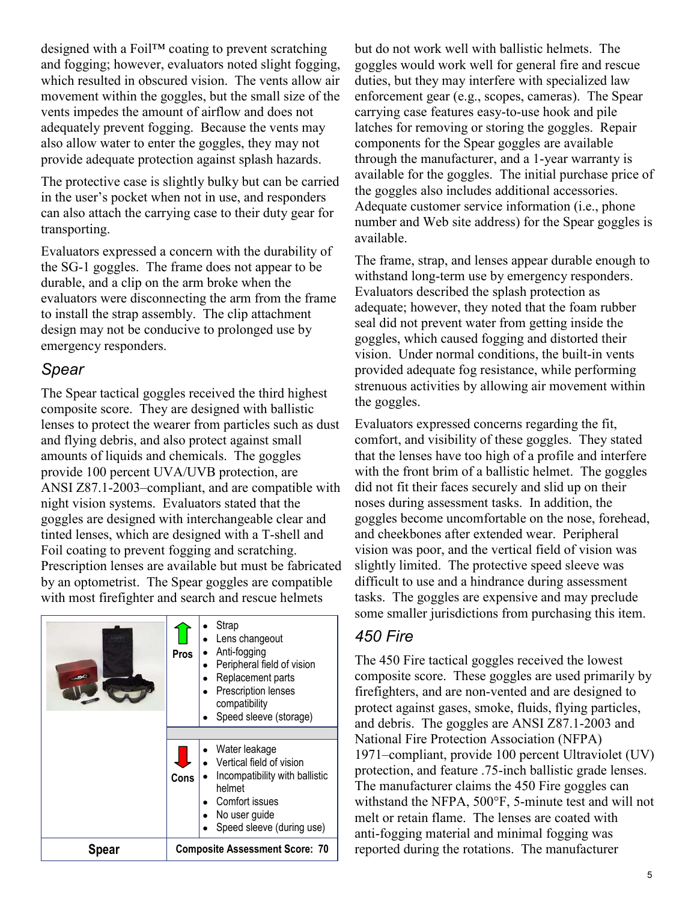designed with a Foil™ coating to prevent scratching and fogging; however, evaluators noted slight fogging, which resulted in obscured vision. The vents allow air movement within the goggles, but the small size of the vents impedes the amount of airflow and does not adequately prevent fogging. Because the vents may also allow water to enter the goggles, they may not provide adequate protection against splash hazards.

The protective case is slightly bulky but can be carried in the user's pocket when not in use, and responders can also attach the carrying case to their duty gear for transporting.

Evaluators expressed a concern with the durability of the SG-1 goggles. The frame does not appear to be durable, and a clip on the arm broke when the evaluators were disconnecting the arm from the frame to install the strap assembly. The clip attachment design may not be conducive to prolonged use by emergency responders.

## *Spear*

The Spear tactical goggles received the third highest composite score. They are designed with ballistic lenses to protect the wearer from particles such as dust and flying debris, and also protect against small amounts of liquids and chemicals. The goggles provide 100 percent UVA/UVB protection, are ANSI Z87.1-2003–compliant, and are compatible with night vision systems. Evaluators stated that the goggles are designed with interchangeable clear and tinted lenses, which are designed with a T-shell and Foil coating to prevent fogging and scratching. Prescription lenses are available but must be fabricated by an optometrist. The Spear goggles are compatible with most firefighter and search and rescue helmets but do not work well with ballistic helmets. The goggles would work well for general fire and rescue duties, but they may interfere with specialized law enforcement gear (e.g., scopes, cameras). The Spear carrying case features easy-to-use hook and pile latches for removing or storing the goggles. Repair components for the Spear goggles are available through the manufacturer, and a 1-year warranty is available for the goggles. The initial purchase price of the goggles also includes additional accessories. Adequate customer service information (i.e., phone number and Web site address) for the Spear goggles is available.

| | | |
|---|---|---|
| | **Pros** | • Strap<br>• Lens changeout<br>• Anti-fogging<br>• Peripheral field of vision<br>• Replacement parts<br>• Prescription lenses compatibility<br>• Speed sleeve (storage) |
| | **Cons** | • Water leakage<br>• Vertical field of vision<br>• Incompatibility with ballistic helmet<br>• Comfort issues<br>• No user guide<br>• Speed sleeve (during use) |
| **Spear** | **Composite Assessment Score: 70** | |

The frame, strap, and lenses appear durable enough to withstand long-term use by emergency responders. Evaluators described the splash protection as adequate; however, they noted that the foam rubber seal did not prevent water from getting inside the goggles, which caused fogging and distorted their vision. Under normal conditions, the built-in vents provided adequate fog resistance, while performing strenuous activities by allowing air movement within the goggles.

Evaluators expressed concerns regarding the fit, comfort, and visibility of these goggles. They stated that the lenses have too high of a profile and interfere with the front brim of a ballistic helmet. The goggles did not fit their faces securely and slid up on their noses during assessment tasks. In addition, the goggles become uncomfortable on the nose, forehead, and cheekbones after extended wear. Peripheral vision was poor, and the vertical field of vision was slightly limited. The protective speed sleeve was difficult to use and a hindrance during assessment tasks. The goggles are expensive and may preclude some smaller jurisdictions from purchasing this item.

## *450 Fire*

The 450 Fire tactical goggles received the lowest composite score. These goggles are used primarily by firefighters, and are non-vented and are designed to protect against gases, smoke, fluids, flying particles, and debris. The goggles are ANSI Z87.1-2003 and National Fire Protection Association (NFPA) 1971–compliant, provide 100 percent Ultraviolet (UV) protection, and feature .75-inch ballistic grade lenses. The manufacturer claims the 450 Fire goggles can withstand the NFPA, 500°F, 5-minute test and will not melt or retain flame. The lenses are coated with anti-fogging material and minimal fogging was reported during the rotations. The manufacturer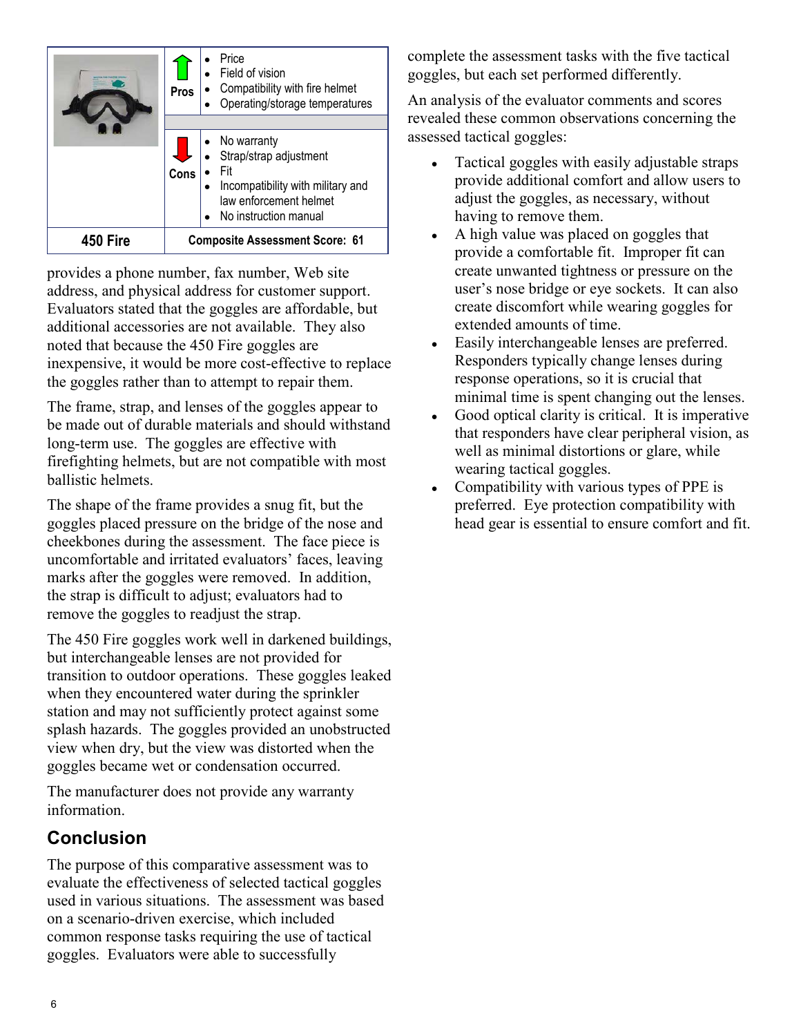| | | |
|---|---|---|
| | Pros | • Price<br>• Field of vision<br>• Compatibility with fire helmet<br>• Operating/storage temperatures |
| | Cons | • No warranty<br>• Strap/strap adjustment<br>• Fit<br>• Incompatibility with military and law enforcement helmet<br>• No instruction manual |
| **450 Fire** | **Composite Assessment Score: 61** | |

provides a phone number, fax number, Web site address, and physical address for customer support. Evaluators stated that the goggles are affordable, but additional accessories are not available. They also noted that because the 450 Fire goggles are inexpensive, it would be more cost-effective to replace the goggles rather than to attempt to repair them.

The frame, strap, and lenses of the goggles appear to be made out of durable materials and should withstand long-term use. The goggles are effective with firefighting helmets, but are not compatible with most ballistic helmets.

The shape of the frame provides a snug fit, but the goggles placed pressure on the bridge of the nose and cheekbones during the assessment. The face piece is uncomfortable and irritated evaluators' faces, leaving marks after the goggles were removed. In addition, the strap is difficult to adjust; evaluators had to remove the goggles to readjust the strap.

The 450 Fire goggles work well in darkened buildings, but interchangeable lenses are not provided for transition to outdoor operations. These goggles leaked when they encountered water during the sprinkler station and may not sufficiently protect against some splash hazards. The goggles provided an unobstructed view when dry, but the view was distorted when the goggles became wet or condensation occurred.

The manufacturer does not provide any warranty information.

## Conclusion

The purpose of this comparative assessment was to evaluate the effectiveness of selected tactical goggles used in various situations. The assessment was based on a scenario-driven exercise, which included common response tasks requiring the use of tactical goggles. Evaluators were able to successfully complete the assessment tasks with the five tactical goggles, but each set performed differently.

An analysis of the evaluator comments and scores revealed these common observations concerning the assessed tactical goggles:

- Tactical goggles with easily adjustable straps provide additional comfort and allow users to adjust the goggles, as necessary, without having to remove them.
- A high value was placed on goggles that provide a comfortable fit. Improper fit can create unwanted tightness or pressure on the user's nose bridge or eye sockets. It can also create discomfort while wearing goggles for extended amounts of time.
- Easily interchangeable lenses are preferred. Responders typically change lenses during response operations, so it is crucial that minimal time is spent changing out the lenses.
- Good optical clarity is critical. It is imperative that responders have clear peripheral vision, as well as minimal distortions or glare, while wearing tactical goggles.
- Compatibility with various types of PPE is preferred. Eye protection compatibility with head gear is essential to ensure comfort and fit.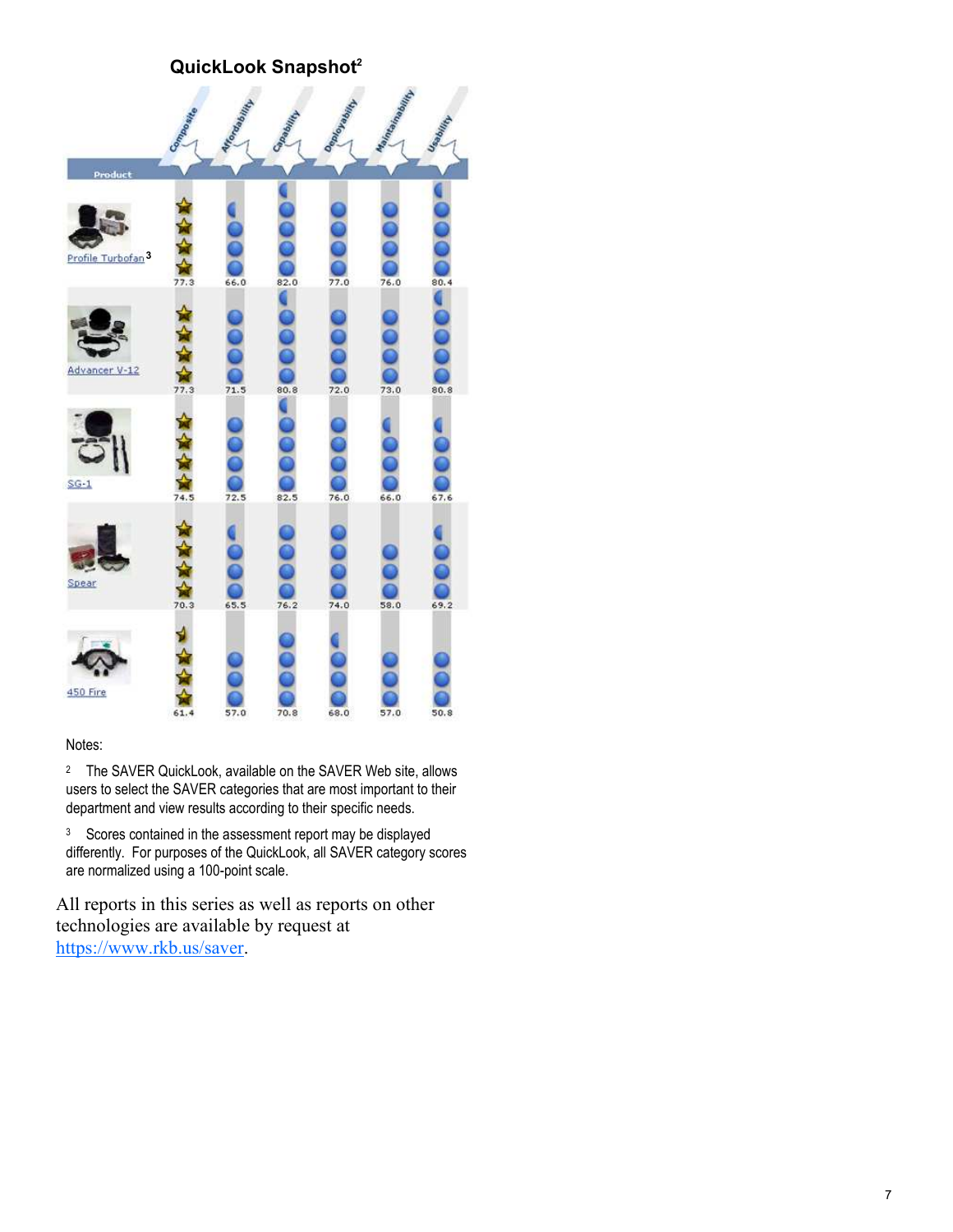## QuickLook Snapshot[2]

| Product | Composite | Affordability | Capability | Deployability | Maintainability | Usability |
|---|---|---|---|---|---|---|
| Profile Turbofan[3] | 77.3 | 66.0 | 82.0 | 77.0 | 76.0 | 80.4 |
| Advancer V-12 | 77.3 | 71.5 | 80.8 | 72.0 | 73.0 | 80.8 |
| SG-1 | 74.5 | 72.5 | 82.5 | 76.0 | 66.0 | 67.6 |
| Spear | 70.3 | 65.5 | 76.2 | 74.0 | 58.0 | 69.2 |
| 450 Fire | 61.4 | 57.0 | 70.8 | 68.0 | 57.0 | 50.8 |

Notes:

[2] The SAVER QuickLook, available on the SAVER Web site, allows users to select the SAVER categories that are most important to their department and view results according to their specific needs.

[3] Scores contained in the assessment report may be displayed differently. For purposes of the QuickLook, all SAVER category scores are normalized using a 100-point scale.

All reports in this series as well as reports on other technologies are available by request at https://www.rkb.us/saver.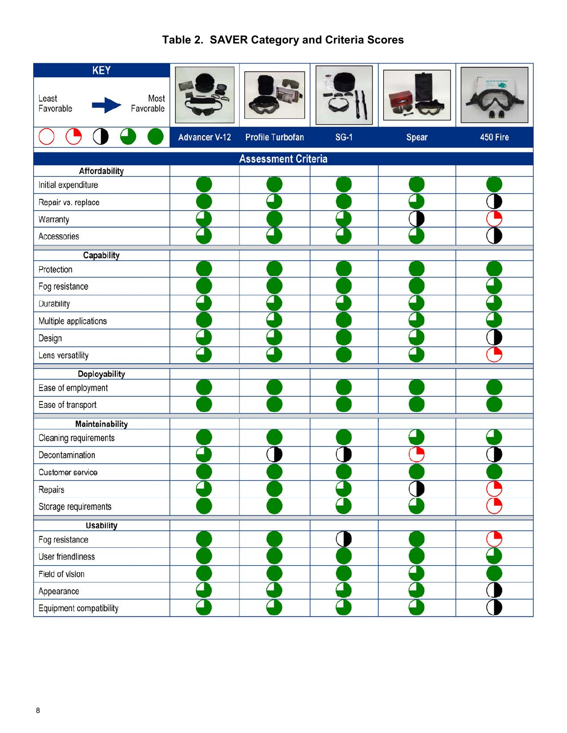**Table 2. SAVER Category and Criteria Scores**

KEY: Least Favorable → Most Favorable

○ ◔ ◑ ◕ ●

| Assessment Criteria | Advancer V-12 | Profile Turbofan | SG-1 | Spear | 450 Fire |
|---|---|---|---|---|---|
| **Affordability** | | | | | |
| Initial expenditure | ● | ● | ● | ● | ● |
| Repair vs. replace | ● | ◕ | ● | ◕ | ◑ |
| Warranty | ◕ | ● | ◕ | ◑ | ◔ |
| Accessories | ◕ | ◕ | ◕ | ◕ | ◑ |
| **Capability** | | | | | |
| Protection | ● | ● | ● | ● | ● |
| Fog resistance | ● | ● | ● | ● | ◕ |
| Durability | ◕ | ◕ | ◕ | ◕ | ◕ |
| Multiple applications | ● | ◕ | ● | ◕ | ◕ |
| Design | ◕ | ◕ | ● | ◕ | ◑ |
| Lens versatility | ◕ | ◕ | ● | ◕ | ◔ |
| **Deployability** | | | | | |
| Ease of employment | ● | ● | ● | ● | ● |
| Ease of transport | ● | ● | ● | ● | ● |
| **Maintainability** | | | | | |
| Cleaning requirements | ● | ● | ● | ◕ | ◕ |
| Decontamination | ◕ | ◑ | ◑ | ◔ | ◑ |
| Customer service | ● | ● | ● | ● | ● |
| Repairs | ◕ | ● | ◕ | ◑ | ◔ |
| Storage requirements | ● | ● | ◕ | ◕ | ◔ |
| **Usability** | | | | | |
| Fog resistance | ● | ● | ◑ | ● | ◔ |
| User friendliness | ● | ● | ● | ● | ◕ |
| Field of vision | ● | ● | ● | ◕ | ● |
| Appearance | ◕ | ◕ | ◕ | ◕ | ◑ |
| Equipment compatibility | ◕ | ◕ | ◕ | ◕ | ◑ |